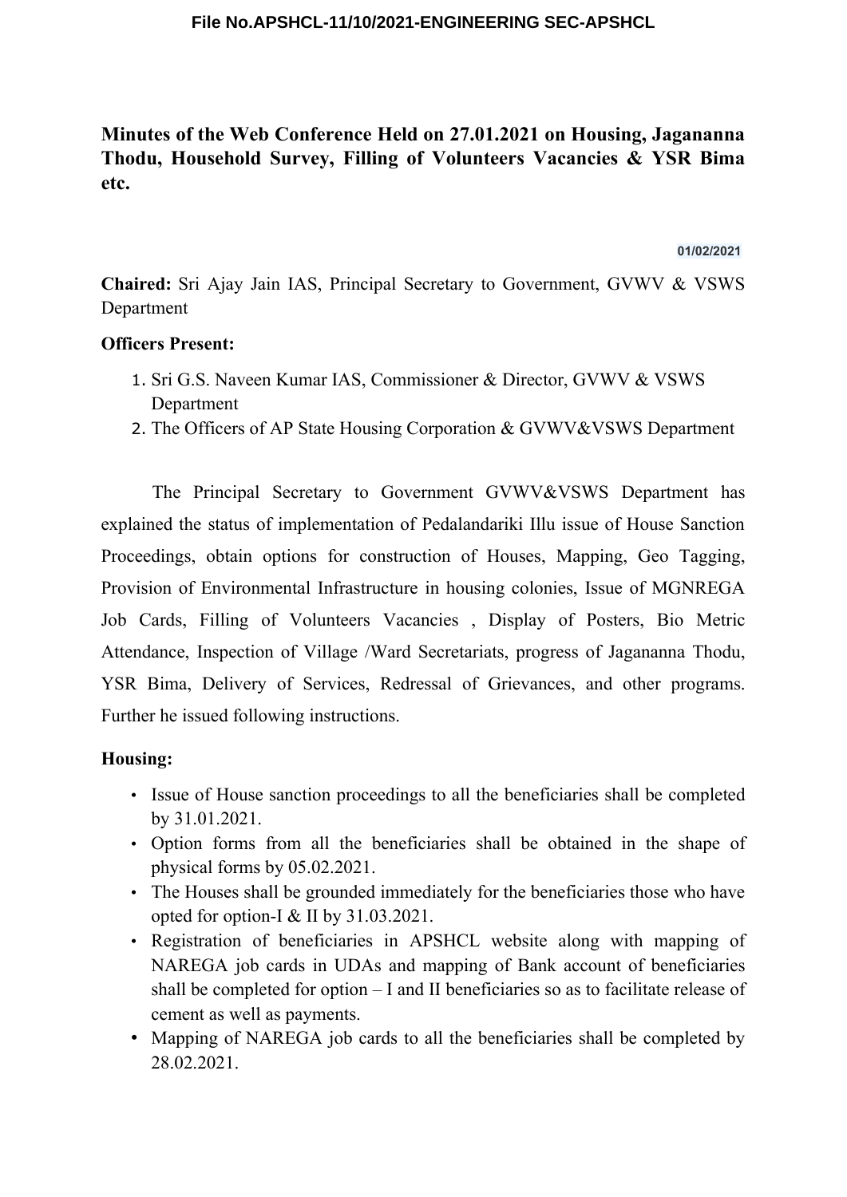File No.APSHCL-11/10/2021-ENGINEERING SEC-APSHCL

# Minutes of the Web Conference Held on 27.01.2021 on Housing, Jagananna Thodu, Household Survey, Filling of Volunteers Vacancies & YSR Bima etc.

01/02/2021

**Chaired:** Sri Ajay Jain IAS, Principal Secretary to Government, GVWV & VSWS Department

**Officers Present:**

1. Sri G.S. Naveen Kumar IAS, Commissioner & Director, GVWV & VSWS Department
2. The Officers of AP State Housing Corporation & GVWV&VSWS Department

The Principal Secretary to Government GVWV&VSWS Department has explained the status of implementation of Pedalandariki Illu issue of House Sanction Proceedings, obtain options for construction of Houses, Mapping, Geo Tagging, Provision of Environmental Infrastructure in housing colonies, Issue of MGNREGA Job Cards, Filling of Volunteers Vacancies , Display of Posters, Bio Metric Attendance, Inspection of Village /Ward Secretariats, progress of Jagananna Thodu, YSR Bima, Delivery of Services, Redressal of Grievances, and other programs. Further he issued following instructions.

**Housing:**

- Issue of House sanction proceedings to all the beneficiaries shall be completed by 31.01.2021.
- Option forms from all the beneficiaries shall be obtained in the shape of physical forms by 05.02.2021.
- The Houses shall be grounded immediately for the beneficiaries those who have opted for option-I & II by 31.03.2021.
- Registration of beneficiaries in APSHCL website along with mapping of NAREGA job cards in UDAs and mapping of Bank account of beneficiaries shall be completed for option – I and II beneficiaries so as to facilitate release of cement as well as payments.
- Mapping of NAREGA job cards to all the beneficiaries shall be completed by 28.02.2021.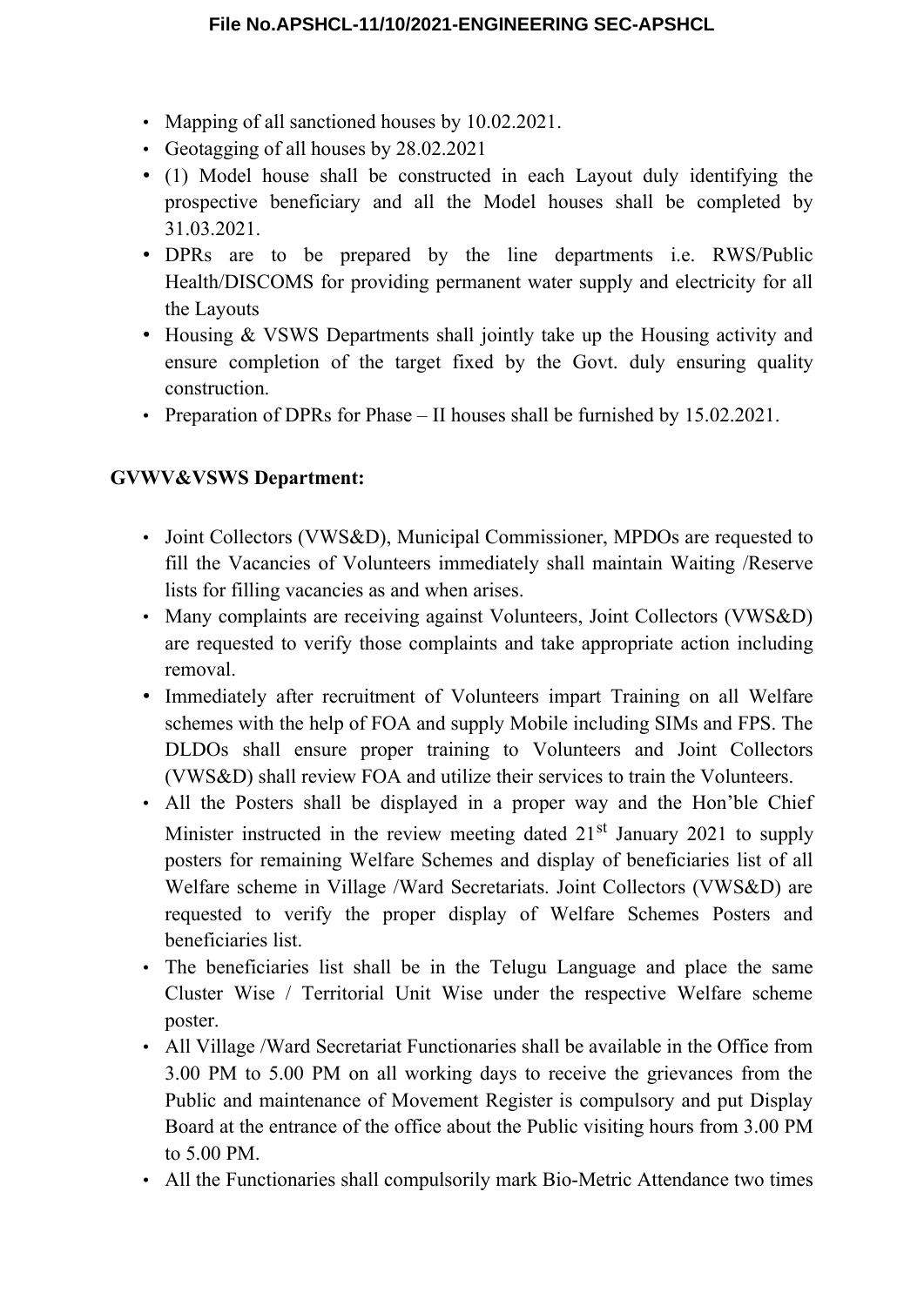- Mapping of all sanctioned houses by 10.02.2021.
- Geotagging of all houses by 28.02.2021
- (1) Model house shall be constructed in each Layout duly identifying the prospective beneficiary and all the Model houses shall be completed by 31.03.2021.
- DPRs are to be prepared by the line departments i.e. RWS/Public Health/DISCOMS for providing permanent water supply and electricity for all the Layouts
- Housing & VSWS Departments shall jointly take up the Housing activity and ensure completion of the target fixed by the Govt. duly ensuring quality construction.
- Preparation of DPRs for Phase – II houses shall be furnished by 15.02.2021.

**GVWV&VSWS Department:**

- Joint Collectors (VWS&D), Municipal Commissioner, MPDOs are requested to fill the Vacancies of Volunteers immediately shall maintain Waiting /Reserve lists for filling vacancies as and when arises.
- Many complaints are receiving against Volunteers, Joint Collectors (VWS&D) are requested to verify those complaints and take appropriate action including removal.
- Immediately after recruitment of Volunteers impart Training on all Welfare schemes with the help of FOA and supply Mobile including SIMs and FPS. The DLDOs shall ensure proper training to Volunteers and Joint Collectors (VWS&D) shall review FOA and utilize their services to train the Volunteers.
- All the Posters shall be displayed in a proper way and the Hon'ble Chief Minister instructed in the review meeting dated 21st January 2021 to supply posters for remaining Welfare Schemes and display of beneficiaries list of all Welfare scheme in Village /Ward Secretariats. Joint Collectors (VWS&D) are requested to verify the proper display of Welfare Schemes Posters and beneficiaries list.
- The beneficiaries list shall be in the Telugu Language and place the same Cluster Wise / Territorial Unit Wise under the respective Welfare scheme poster.
- All Village /Ward Secretariat Functionaries shall be available in the Office from 3.00 PM to 5.00 PM on all working days to receive the grievances from the Public and maintenance of Movement Register is compulsory and put Display Board at the entrance of the office about the Public visiting hours from 3.00 PM to 5.00 PM.
- All the Functionaries shall compulsorily mark Bio-Metric Attendance two times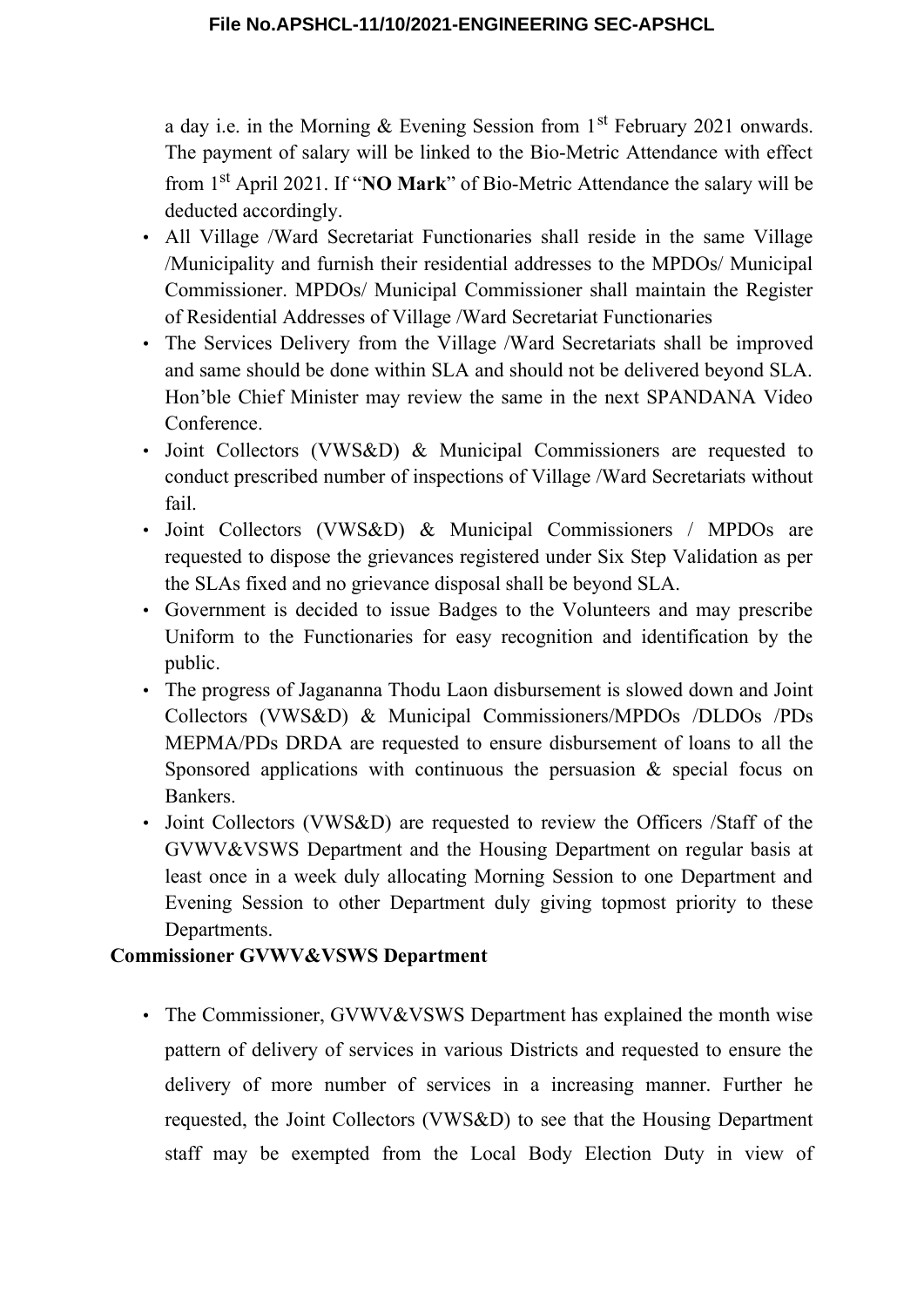a day i.e. in the Morning & Evening Session from 1st February 2021 onwards. The payment of salary will be linked to the Bio-Metric Attendance with effect from 1st April 2021. If "**NO Mark**" of Bio-Metric Attendance the salary will be deducted accordingly.

- All Village /Ward Secretariat Functionaries shall reside in the same Village /Municipality and furnish their residential addresses to the MPDOs/ Municipal Commissioner. MPDOs/ Municipal Commissioner shall maintain the Register of Residential Addresses of Village /Ward Secretariat Functionaries
- The Services Delivery from the Village /Ward Secretariats shall be improved and same should be done within SLA and should not be delivered beyond SLA. Hon'ble Chief Minister may review the same in the next SPANDANA Video Conference.
- Joint Collectors (VWS&D) & Municipal Commissioners are requested to conduct prescribed number of inspections of Village /Ward Secretariats without fail.
- Joint Collectors (VWS&D) & Municipal Commissioners / MPDOs are requested to dispose the grievances registered under Six Step Validation as per the SLAs fixed and no grievance disposal shall be beyond SLA.
- Government is decided to issue Badges to the Volunteers and may prescribe Uniform to the Functionaries for easy recognition and identification by the public.
- The progress of Jagananna Thodu Laon disbursement is slowed down and Joint Collectors (VWS&D) & Municipal Commissioners/MPDOs /DLDOs /PDs MEPMA/PDs DRDA are requested to ensure disbursement of loans to all the Sponsored applications with continuous the persuasion & special focus on Bankers.
- Joint Collectors (VWS&D) are requested to review the Officers /Staff of the GVWV&VSWS Department and the Housing Department on regular basis at least once in a week duly allocating Morning Session to one Department and Evening Session to other Department duly giving topmost priority to these Departments.

**Commissioner GVWV&VSWS Department**

- The Commissioner, GVWV&VSWS Department has explained the month wise pattern of delivery of services in various Districts and requested to ensure the delivery of more number of services in a increasing manner. Further he requested, the Joint Collectors (VWS&D) to see that the Housing Department staff may be exempted from the Local Body Election Duty in view of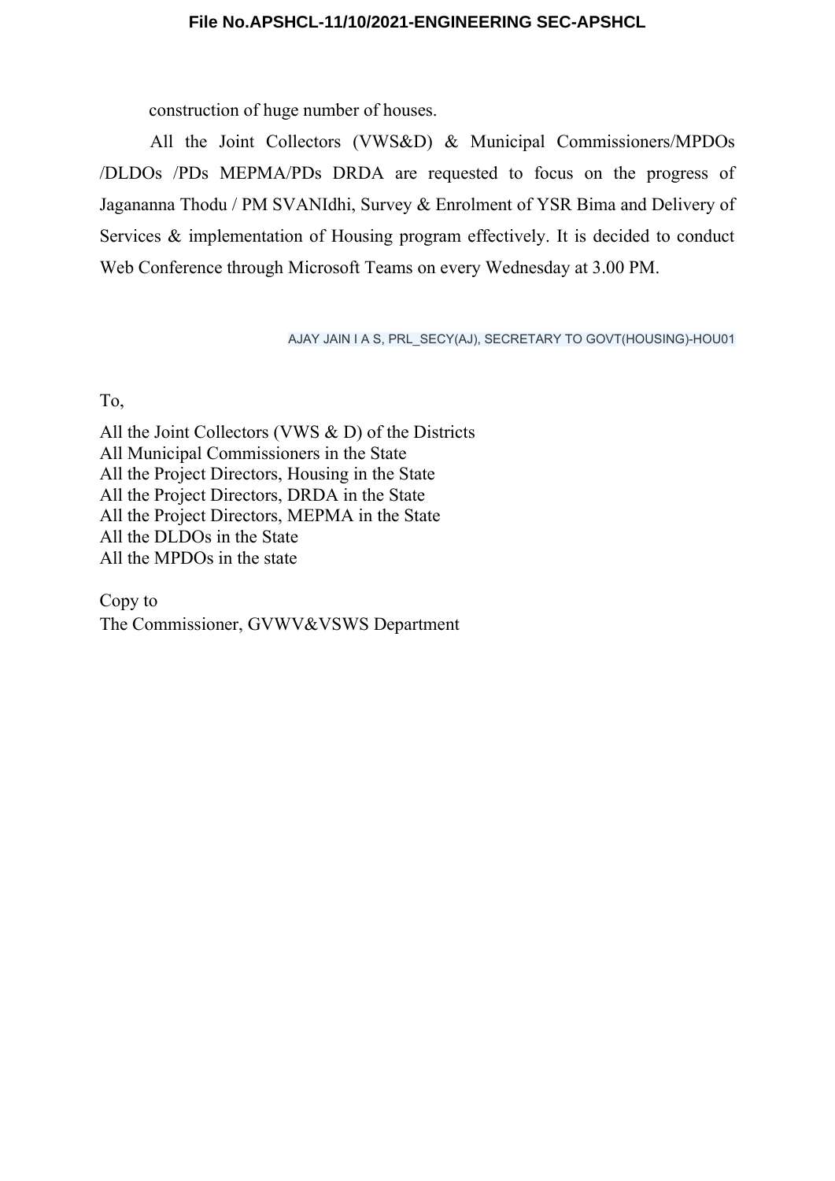construction of huge number of houses.

All the Joint Collectors (VWS&D) & Municipal Commissioners/MPDOs /DLDOs /PDs MEPMA/PDs DRDA are requested to focus on the progress of Jagananna Thodu / PM SVANIdhi, Survey & Enrolment of YSR Bima and Delivery of Services & implementation of Housing program effectively. It is decided to conduct Web Conference through Microsoft Teams on every Wednesday at 3.00 PM.

AJAY JAIN I A S, PRL_SECY(AJ), SECRETARY TO GOVT(HOUSING)-HOU01

To,

All the Joint Collectors (VWS & D) of the Districts
All Municipal Commissioners in the State
All the Project Directors, Housing in the State
All the Project Directors, DRDA in the State
All the Project Directors, MEPMA in the State
All the DLDOs in the State
All the MPDOs in the state

Copy to
The Commissioner, GVWV&VSWS Department